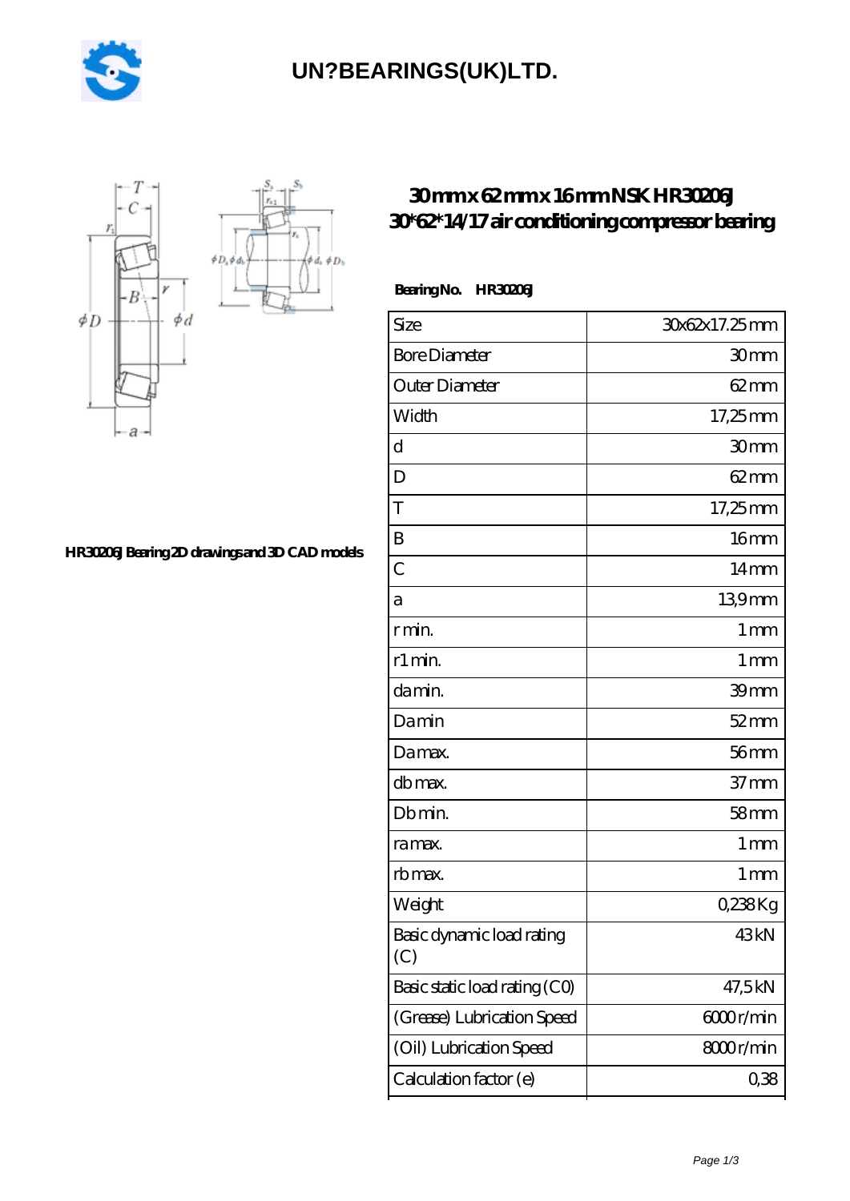# UN?BEARINGS(UK)LTD.

## 30 mm x 62 mm x 16 mm NSK HR30206J 30*62*14/17 air conditioning compressor bearing

HR30206J Bearing 2D drawings and 3D CAD models

**Bearing No.** HR30206J

| Size | 30x62x17.25 mm |
|---|---|
| Bore Diameter | 30 mm |
| Outer Diameter | 62 mm |
| Width | 17,25 mm |
| d | 30 mm |
| D | 62 mm |
| T | 17,25 mm |
| B | 16 mm |
| C | 14 mm |
| a | 13,9 mm |
| r min. | 1 mm |
| r1 min. | 1 mm |
| da min. | 39 mm |
| Da min | 52 mm |
| Da max. | 56 mm |
| db max. | 37 mm |
| Db min. | 58 mm |
| ra max. | 1 mm |
| rb max. | 1 mm |
| Weight | 0,238 Kg |
| Basic dynamic load rating (C) | 43 kN |
| Basic static load rating (C0) | 47,5 kN |
| (Grease) Lubrication Speed | 6000 r/min |
| (Oil) Lubrication Speed | 8000 r/min |
| Calculation factor (e) | 0,38 |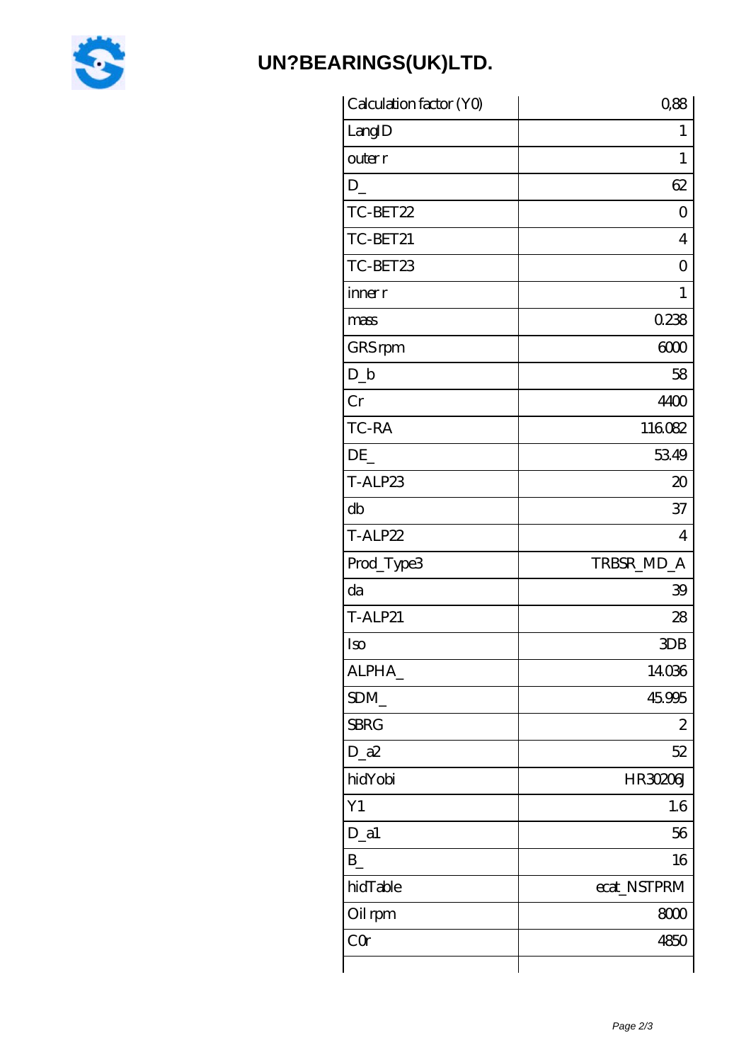# UN?BEARINGS(UK)LTD.

| Calculation factor (Y0) | 0,88 |
|---|---|
| LangID | 1 |
| outer r | 1 |
| D_ | 62 |
| TC-BET22 | 0 |
| TC-BET21 | 4 |
| TC-BET23 | 0 |
| inner r | 1 |
| mass | 0.238 |
| GRS rpm | 6000 |
| D_b | 58 |
| Cr | 4400 |
| TC-RA | 116.082 |
| DE_ | 53.49 |
| T-ALP23 | 20 |
| db | 37 |
| T-ALP22 | 4 |
| Prod_Type3 | TRBSR_MD_A |
| da | 39 |
| T-ALP21 | 28 |
| Iso | 3DB |
| ALPHA_ | 14.036 |
| SDM_ | 45.995 |
| SBRG | 2 |
| D_a2 | 52 |
| hidYobi | HR30206J |
| Y1 | 1.6 |
| D_a1 | 56 |
| B_ | 16 |
| hidTable | ecat_NSTPRM |
| Oil rpm | 8000 |
| C0r | 4850 |
| | |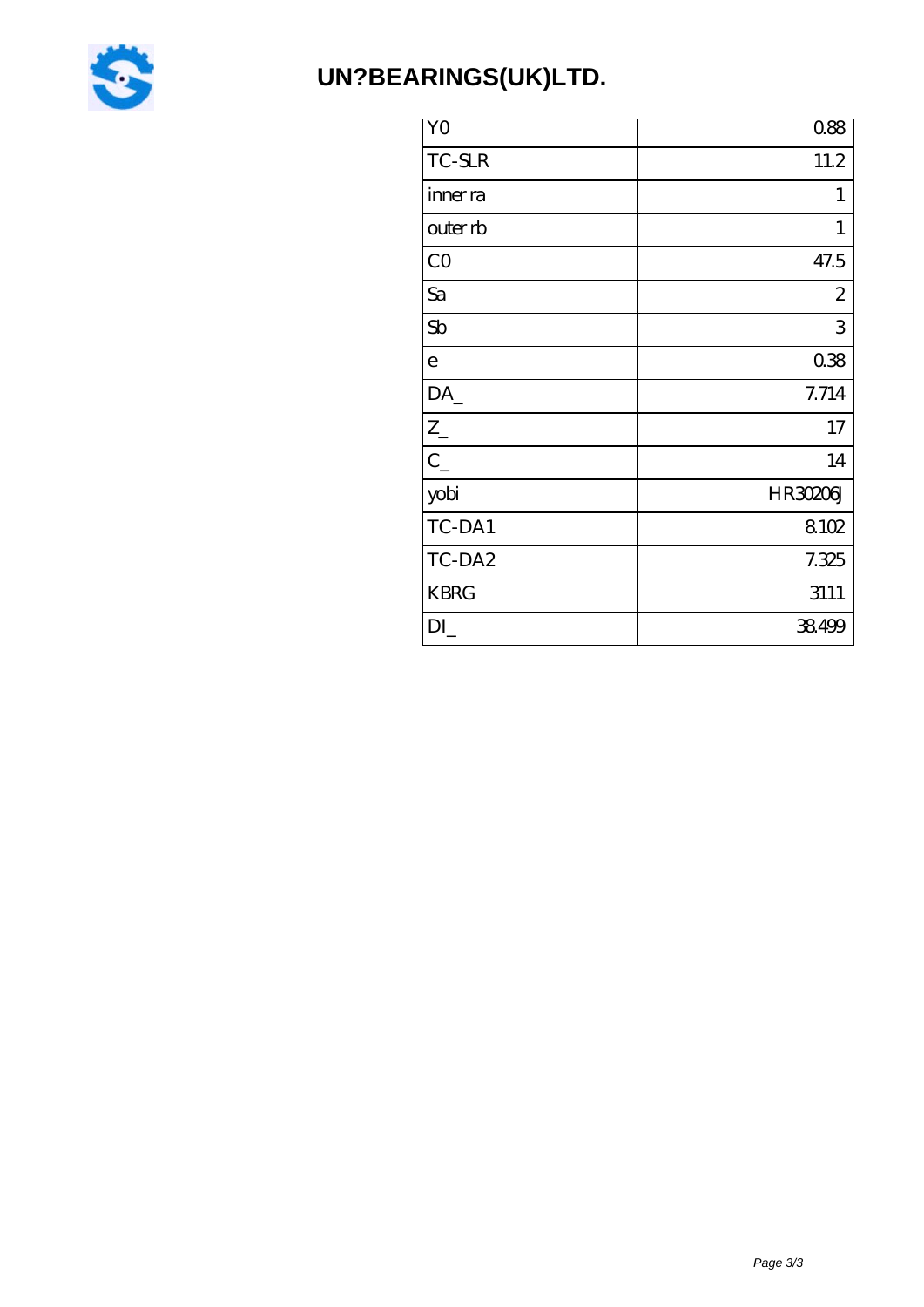# UN?BEARINGS(UK)LTD.

| | |
|---|---|
| Y0 | 0.88 |
| TC-SLR | 11.2 |
| inner ra | 1 |
| outer rb | 1 |
| C0 | 47.5 |
| Sa | 2 |
| Sb | 3 |
| e | 0.38 |
| DA_ | 7.714 |
| Z_ | 17 |
| C_ | 14 |
| yobi | HR30206J |
| TC-DA1 | 8.102 |
| TC-DA2 | 7.325 |
| KBRG | 3111 |
| DI_ | 38.499 |